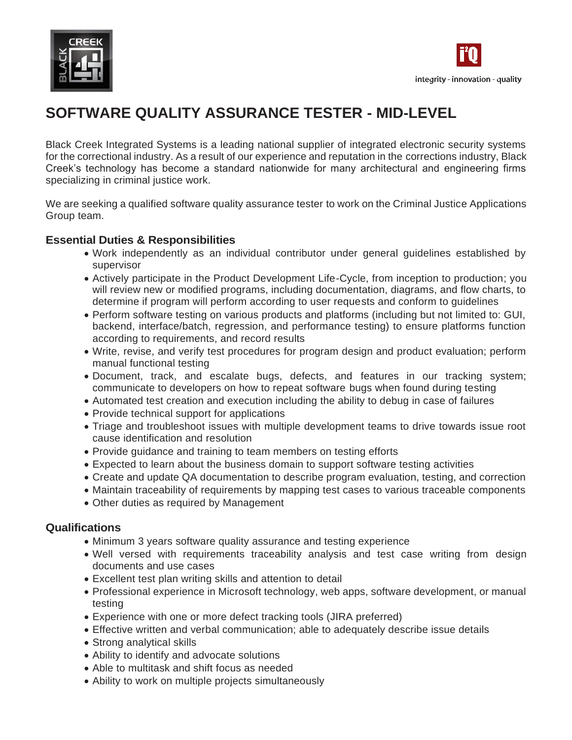# SOFTWARE QUALITY ASSURANCE TESTER - MID-LEVEL

Black Creek Integrated Systems is a leading national supplier of integrated electronic security systems for the correctional industry. As a result of our experience and reputation in the corrections industry, Black Creek's technology has become a standard nationwide for many architectural and engineering firms specializing in criminal justice work.

We are seeking a qualified software quality assurance tester to work on the Criminal Justice Applications Group team.

## Essential Duties & Responsibilities

- Work independently as an individual contributor under general guidelines established by supervisor
- Actively participate in the Product Development Life-Cycle, from inception to production; you will review new or modified programs, including documentation, diagrams, and flow charts, to determine if program will perform according to user requests and conform to guidelines
- Perform software testing on various products and platforms (including but not limited to: GUI, backend, interface/batch, regression, and performance testing) to ensure platforms function according to requirements, and record results
- Write, revise, and verify test procedures for program design and product evaluation; perform manual functional testing
- Document, track, and escalate bugs, defects, and features in our tracking system; communicate to developers on how to repeat software bugs when found during testing
- Automated test creation and execution including the ability to debug in case of failures
- Provide technical support for applications
- Triage and troubleshoot issues with multiple development teams to drive towards issue root cause identification and resolution
- Provide guidance and training to team members on testing efforts
- Expected to learn about the business domain to support software testing activities
- Create and update QA documentation to describe program evaluation, testing, and correction
- Maintain traceability of requirements by mapping test cases to various traceable components
- Other duties as required by Management

## Qualifications

- Minimum 3 years software quality assurance and testing experience
- Well versed with requirements traceability analysis and test case writing from design documents and use cases
- Excellent test plan writing skills and attention to detail
- Professional experience in Microsoft technology, web apps, software development, or manual testing
- Experience with one or more defect tracking tools (JIRA preferred)
- Effective written and verbal communication; able to adequately describe issue details
- Strong analytical skills
- Ability to identify and advocate solutions
- Able to multitask and shift focus as needed
- Ability to work on multiple projects simultaneously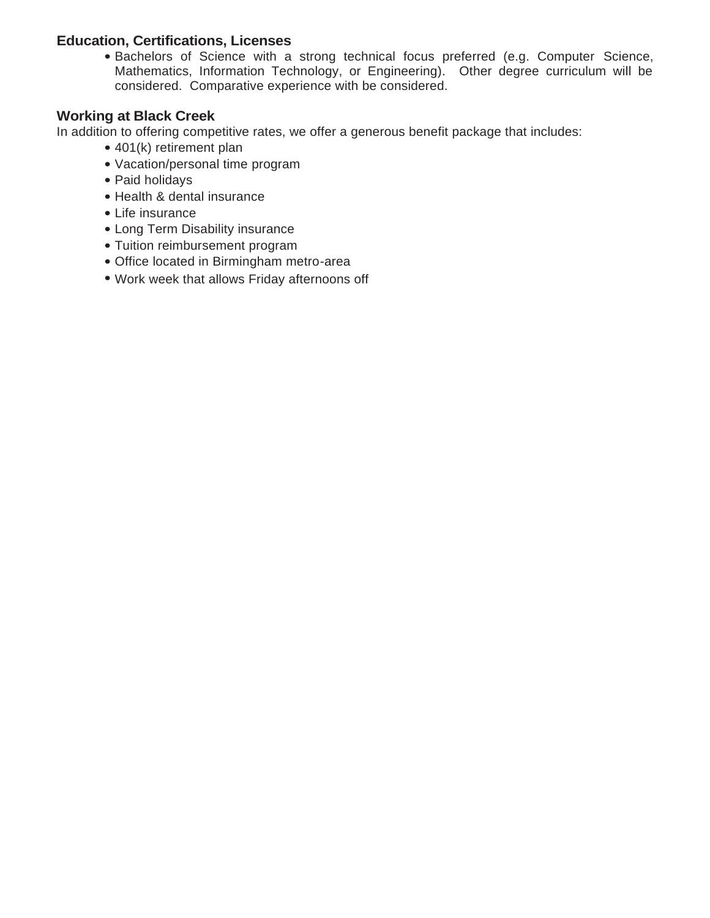### Education, Certifications, Licenses

- Bachelors of Science with a strong technical focus preferred (e.g. Computer Science, Mathematics, Information Technology, or Engineering). Other degree curriculum will be considered. Comparative experience with be considered.

### Working at Black Creek

In addition to offering competitive rates, we offer a generous benefit package that includes:

- 401(k) retirement plan
- Vacation/personal time program
- Paid holidays
- Health & dental insurance
- Life insurance
- Long Term Disability insurance
- Tuition reimbursement program
- Office located in Birmingham metro-area
- Work week that allows Friday afternoons off